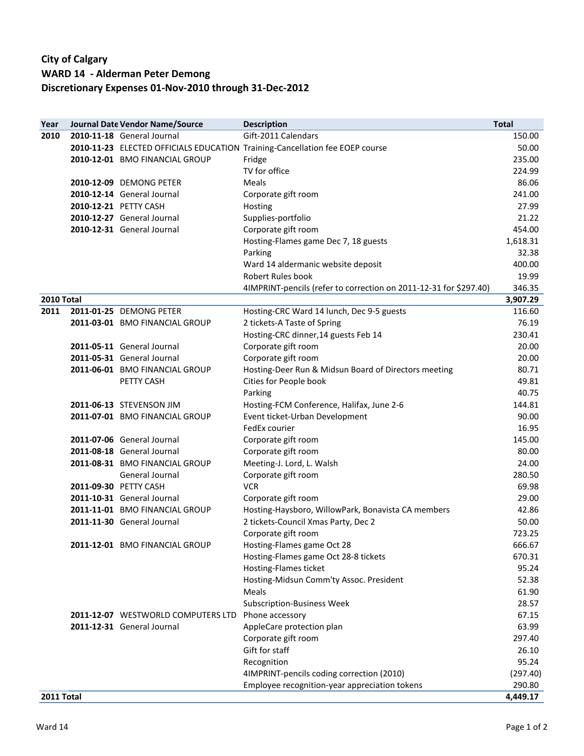**City of Calgary**
**WARD 14 - Alderman Peter Demong**
**Discretionary Expenses 01-Nov-2010 through 31-Dec-2012**

| Year | Journal Date | Vendor Name/Source | Description | Total |
|---|---|---|---|---|
| **2010** | **2010-11-18** | General Journal | Gift-2011 Calendars | 150.00 |
| | **2010-11-23** | ELECTED OFFICIALS EDUCATION | Training-Cancellation fee EOEP course | 50.00 |
| | **2010-12-01** | BMO FINANCIAL GROUP | Fridge | 235.00 |
| | | | TV for office | 224.99 |
| | **2010-12-09** | DEMONG PETER | Meals | 86.06 |
| | **2010-12-14** | General Journal | Corporate gift room | 241.00 |
| | **2010-12-21** | PETTY CASH | Hosting | 27.99 |
| | **2010-12-27** | General Journal | Supplies-portfolio | 21.22 |
| | **2010-12-31** | General Journal | Corporate gift room | 454.00 |
| | | | Hosting-Flames game Dec 7, 18 guests | 1,618.31 |
| | | | Parking | 32.38 |
| | | | Ward 14 aldermanic website deposit | 400.00 |
| | | | Robert Rules book | 19.99 |
| | | | 4IMPRINT-pencils (refer to correction on 2011-12-31 for $297.40) | 346.35 |
| **2010 Total** | | | | **3,907.29** |
| **2011** | **2011-01-25** | DEMONG PETER | Hosting-CRC Ward 14 lunch, Dec 9-5 guests | 116.60 |
| | **2011-03-01** | BMO FINANCIAL GROUP | 2 tickets-A Taste of Spring | 76.19 |
| | | | Hosting-CRC dinner,14 guests Feb 14 | 230.41 |
| | **2011-05-11** | General Journal | Corporate gift room | 20.00 |
| | **2011-05-31** | General Journal | Corporate gift room | 20.00 |
| | **2011-06-01** | BMO FINANCIAL GROUP | Hosting-Deer Run & Midsun Board of Directors meeting | 80.71 |
| | | PETTY CASH | Cities for People book | 49.81 |
| | | | Parking | 40.75 |
| | **2011-06-13** | STEVENSON JIM | Hosting-FCM Conference, Halifax, June 2-6 | 144.81 |
| | **2011-07-01** | BMO FINANCIAL GROUP | Event ticket-Urban Development | 90.00 |
| | | | FedEx courier | 16.95 |
| | **2011-07-06** | General Journal | Corporate gift room | 145.00 |
| | **2011-08-18** | General Journal | Corporate gift room | 80.00 |
| | **2011-08-31** | BMO FINANCIAL GROUP | Meeting-J. Lord, L. Walsh | 24.00 |
| | | General Journal | Corporate gift room | 280.50 |
| | **2011-09-30** | PETTY CASH | VCR | 69.98 |
| | **2011-10-31** | General Journal | Corporate gift room | 29.00 |
| | **2011-11-01** | BMO FINANCIAL GROUP | Hosting-Haysboro, WillowPark, Bonavista CA members | 42.86 |
| | **2011-11-30** | General Journal | 2 tickets-Council Xmas Party, Dec 2 | 50.00 |
| | | | Corporate gift room | 723.25 |
| | **2011-12-01** | BMO FINANCIAL GROUP | Hosting-Flames game Oct 28 | 666.67 |
| | | | Hosting-Flames game Oct 28-8 tickets | 670.31 |
| | | | Hosting-Flames ticket | 95.24 |
| | | | Hosting-Midsun Comm'ty Assoc. President | 52.38 |
| | | | Meals | 61.90 |
| | | | Subscription-Business Week | 28.57 |
| | **2011-12-07** | WESTWORLD COMPUTERS LTD | Phone accessory | 67.15 |
| | **2011-12-31** | General Journal | AppleCare protection plan | 63.99 |
| | | | Corporate gift room | 297.40 |
| | | | Gift for staff | 26.10 |
| | | | Recognition | 95.24 |
| | | | 4IMPRINT-pencils coding correction (2010) | (297.40) |
| | | | Employee recognition-year appreciation tokens | 290.80 |
| **2011 Total** | | | | **4,449.17** |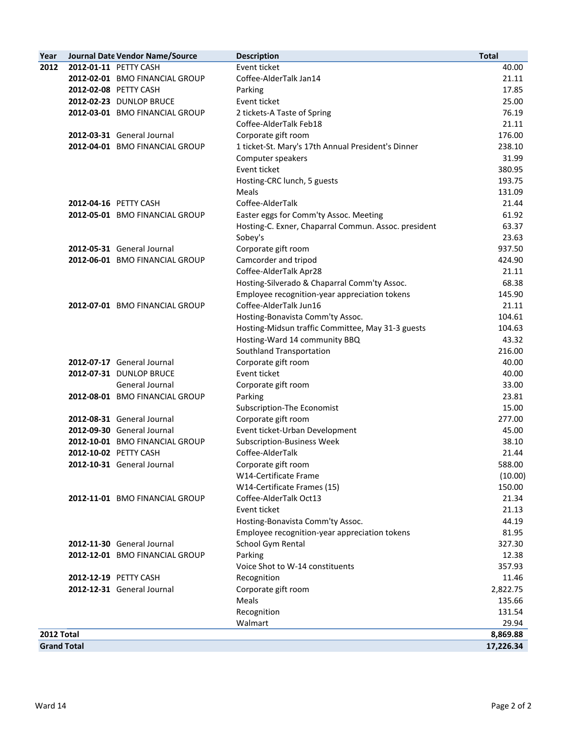| Year | Journal Date | Vendor Name/Source | Description | Total |
|---|---|---|---|---|
| **2012** | **2012-01-11** | PETTY CASH | Event ticket | 40.00 |
| | **2012-02-01** | BMO FINANCIAL GROUP | Coffee-AlderTalk Jan14 | 21.11 |
| | **2012-02-08** | PETTY CASH | Parking | 17.85 |
| | **2012-02-23** | DUNLOP BRUCE | Event ticket | 25.00 |
| | **2012-03-01** | BMO FINANCIAL GROUP | 2 tickets-A Taste of Spring | 76.19 |
| | | | Coffee-AlderTalk Feb18 | 21.11 |
| | **2012-03-31** | General Journal | Corporate gift room | 176.00 |
| | **2012-04-01** | BMO FINANCIAL GROUP | 1 ticket-St. Mary's 17th Annual President's Dinner | 238.10 |
| | | | Computer speakers | 31.99 |
| | | | Event ticket | 380.95 |
| | | | Hosting-CRC lunch, 5 guests | 193.75 |
| | | | Meals | 131.09 |
| | **2012-04-16** | PETTY CASH | Coffee-AlderTalk | 21.44 |
| | **2012-05-01** | BMO FINANCIAL GROUP | Easter eggs for Comm'ty Assoc. Meeting | 61.92 |
| | | | Hosting-C. Exner, Chaparral Commun. Assoc. president | 63.37 |
| | | | Sobey's | 23.63 |
| | **2012-05-31** | General Journal | Corporate gift room | 937.50 |
| | **2012-06-01** | BMO FINANCIAL GROUP | Camcorder and tripod | 424.90 |
| | | | Coffee-AlderTalk Apr28 | 21.11 |
| | | | Hosting-Silverado & Chaparral Comm'ty Assoc. | 68.38 |
| | | | Employee recognition-year appreciation tokens | 145.90 |
| | **2012-07-01** | BMO FINANCIAL GROUP | Coffee-AlderTalk Jun16 | 21.11 |
| | | | Hosting-Bonavista Comm'ty Assoc. | 104.61 |
| | | | Hosting-Midsun traffic Committee, May 31-3 guests | 104.63 |
| | | | Hosting-Ward 14 community BBQ | 43.32 |
| | | | Southland Transportation | 216.00 |
| | **2012-07-17** | General Journal | Corporate gift room | 40.00 |
| | **2012-07-31** | DUNLOP BRUCE | Event ticket | 40.00 |
| | | General Journal | Corporate gift room | 33.00 |
| | **2012-08-01** | BMO FINANCIAL GROUP | Parking | 23.81 |
| | | | Subscription-The Economist | 15.00 |
| | **2012-08-31** | General Journal | Corporate gift room | 277.00 |
| | **2012-09-30** | General Journal | Event ticket-Urban Development | 45.00 |
| | **2012-10-01** | BMO FINANCIAL GROUP | Subscription-Business Week | 38.10 |
| | **2012-10-02** | PETTY CASH | Coffee-AlderTalk | 21.44 |
| | **2012-10-31** | General Journal | Corporate gift room | 588.00 |
| | | | W14-Certificate Frame | (10.00) |
| | | | W14-Certificate Frames (15) | 150.00 |
| | **2012-11-01** | BMO FINANCIAL GROUP | Coffee-AlderTalk Oct13 | 21.34 |
| | | | Event ticket | 21.13 |
| | | | Hosting-Bonavista Comm'ty Assoc. | 44.19 |
| | | | Employee recognition-year appreciation tokens | 81.95 |
| | **2012-11-30** | General Journal | School Gym Rental | 327.30 |
| | **2012-12-01** | BMO FINANCIAL GROUP | Parking | 12.38 |
| | | | Voice Shot to W-14 constituents | 357.93 |
| | **2012-12-19** | PETTY CASH | Recognition | 11.46 |
| | **2012-12-31** | General Journal | Corporate gift room | 2,822.75 |
| | | | Meals | 135.66 |
| | | | Recognition | 131.54 |
| | | | Walmart | 29.94 |
| **2012 Total** | | | | **8,869.88** |
| **Grand Total** | | | | **17,226.34** |